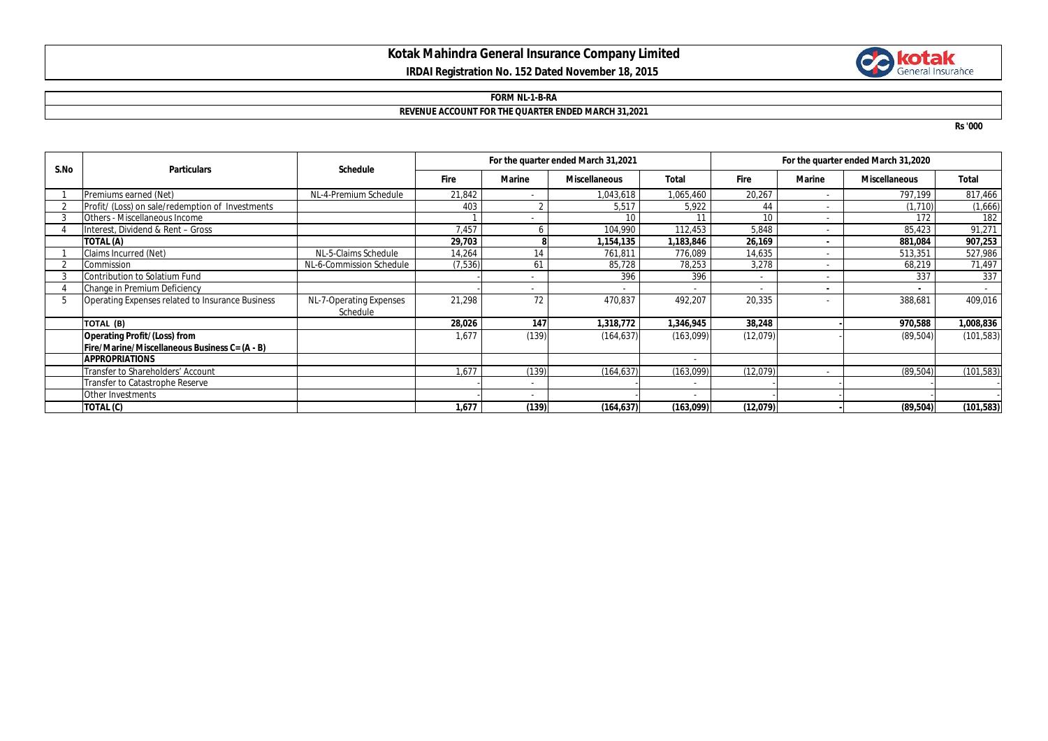# Kotak Mahindra General Insurance Company Limited

**IRDAI Registration No. 152 Dated November 18, 2015**

**FORM NL-1-B-RA**

**REVENUE ACCOUNT FOR THE QUARTER ENDED MARCH 31,2021**

**Rs '000**

| S.No | Particulars | Schedule | For the quarter ended March 31,2021 | | | | For the quarter ended March 31,2020 | | | |
|---|---|---|---|---|---|---|---|---|---|---|
| | | | Fire | Marine | Miscellaneous | Total | Fire | Marine | Miscellaneous | Total |
| 1 | Premiums earned (Net) | NL-4-Premium Schedule | 21,842 | - | 1,043,618 | 1,065,460 | 20,267 | - | 797,199 | 817,466 |
| 2 | Profit/ (Loss) on sale/redemption of Investments | | 403 | 2 | 5,517 | 5,922 | 44 | - | (1,710) | (1,666) |
| 3 | Others - Miscellaneous Income | | 1 | - | 10 | 11 | 10 | - | 172 | 182 |
| 4 | Interest, Dividend & Rent – Gross | | 7,457 | 6 | 104,990 | 112,453 | 5,848 | - | 85,423 | 91,271 |
| | **TOTAL (A)** | | **29,703** | **8** | **1,154,135** | **1,183,846** | **26,169** | **-** | **881,084** | **907,253** |
| 1 | Claims Incurred (Net) | NL-5-Claims Schedule | 14,264 | 14 | 761,811 | 776,089 | 14,635 | - | 513,351 | 527,986 |
| 2 | Commission | NL-6-Commission Schedule | (7,536) | 61 | 85,728 | 78,253 | 3,278 | - | 68,219 | 71,497 |
| 3 | Contribution to Solatium Fund | | - | - | 396 | 396 | - | - | 337 | 337 |
| 4 | Change in Premium Deficiency | | - | - | - | - | - | - | - | - |
| 5 | Operating Expenses related to Insurance Business | NL-7-Operating Expenses Schedule | 21,298 | 72 | 470,837 | 492,207 | 20,335 | - | 388,681 | 409,016 |
| | **TOTAL (B)** | | **28,026** | **147** | **1,318,772** | **1,346,945** | **38,248** | **-** | **970,588** | **1,008,836** |
| | **Operating Profit/(Loss) from Fire/Marine/Miscellaneous Business C= (A - B)** | | 1,677 | (139) | (164,637) | (163,099) | (12,079) | - | (89,504) | (101,583) |
| | **APPROPRIATIONS** | | | | | - | | | | |
| | Transfer to Shareholders' Account | | 1,677 | (139) | (164,637) | (163,099) | (12,079) | - | (89,504) | (101,583) |
| | Transfer to Catastrophe Reserve | | - | - | - | - | - | - | - | - |
| | Other Investments | | - | - | - | - | - | - | - | - |
| | **TOTAL (C)** | | **1,677** | **(139)** | **(164,637)** | **(163,099)** | **(12,079)** | **-** | **(89,504)** | **(101,583)** |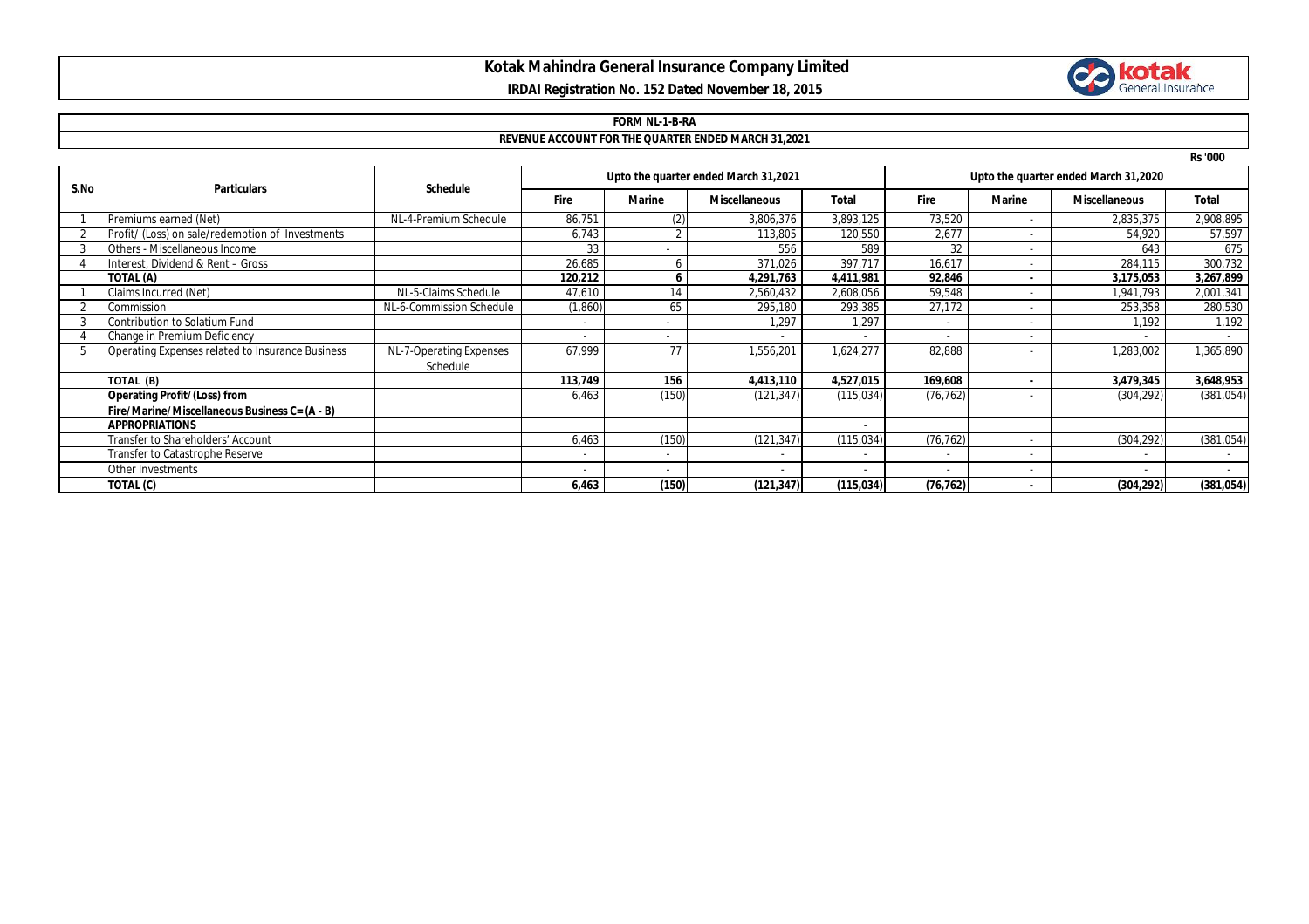# Kotak Mahindra General Insurance Company Limited

**IRDAI Registration No. 152 Dated November 18, 2015**

**FORM NL-1-B-RA**

**REVENUE ACCOUNT FOR THE QUARTER ENDED MARCH 31,2021**

Rs '000

| S.No | Particulars | Schedule | Upto the quarter ended March 31,2021 | | | | Upto the quarter ended March 31,2020 | | | |
|---|---|---|---|---|---|---|---|---|---|---|
| | | | Fire | Marine | Miscellaneous | Total | Fire | Marine | Miscellaneous | Total |
| 1 | Premiums earned (Net) | NL-4-Premium Schedule | 86,751 | (2) | 3,806,376 | 3,893,125 | 73,520 | - | 2,835,375 | 2,908,895 |
| 2 | Profit/ (Loss) on sale/redemption of Investments | | 6,743 | 2 | 113,805 | 120,550 | 2,677 | - | 54,920 | 57,597 |
| 3 | Others - Miscellaneous Income | | 33 | - | 556 | 589 | 32 | - | 643 | 675 |
| 4 | Interest, Dividend & Rent – Gross | | 26,685 | 6 | 371,026 | 397,717 | 16,617 | - | 284,115 | 300,732 |
| | **TOTAL (A)** | | **120,212** | **6** | **4,291,763** | **4,411,981** | **92,846** | **-** | **3,175,053** | **3,267,899** |
| 1 | Claims Incurred (Net) | NL-5-Claims Schedule | 47,610 | 14 | 2,560,432 | 2,608,056 | 59,548 | - | 1,941,793 | 2,001,341 |
| 2 | Commission | NL-6-Commission Schedule | (1,860) | 65 | 295,180 | 293,385 | 27,172 | - | 253,358 | 280,530 |
| 3 | Contribution to Solatium Fund | | - | - | 1,297 | 1,297 | - | - | 1,192 | 1,192 |
| 4 | Change in Premium Deficiency | | - | - | - | - | - | - | - | - |
| 5 | Operating Expenses related to Insurance Business | NL-7-Operating Expenses Schedule | 67,999 | 77 | 1,556,201 | 1,624,277 | 82,888 | - | 1,283,002 | 1,365,890 |
| | **TOTAL (B)** | | **113,749** | **156** | **4,413,110** | **4,527,015** | **169,608** | **-** | **3,479,345** | **3,648,953** |
| | **Operating Profit/(Loss) from Fire/Marine/Miscellaneous Business C= (A - B)** | | 6,463 | (150) | (121,347) | (115,034) | (76,762) | - | (304,292) | (381,054) |
| | **APPROPRIATIONS** | | | | | - | | | | |
| | Transfer to Shareholders' Account | | 6,463 | (150) | (121,347) | (115,034) | (76,762) | - | (304,292) | (381,054) |
| | Transfer to Catastrophe Reserve | | - | - | - | - | - | - | - | - |
| | Other Investments | | - | - | - | - | - | - | - | - |
| | **TOTAL (C)** | | **6,463** | **(150)** | **(121,347)** | **(115,034)** | **(76,762)** | **-** | **(304,292)** | **(381,054)** |